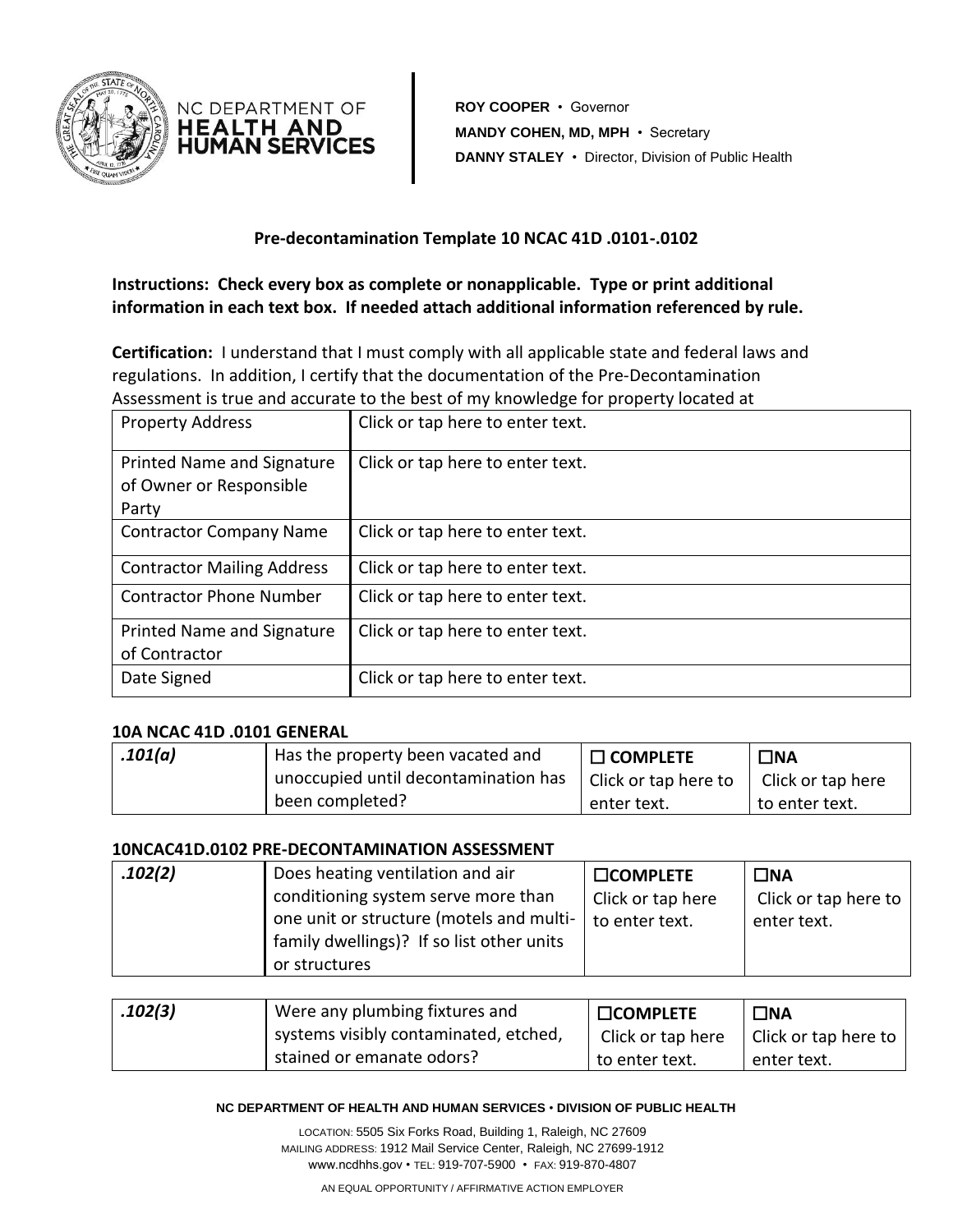NC DEPARTMENT OF **HEALTH AND HUMAN SERVICES**

**ROY COOPER** • Governor
**MANDY COHEN, MD, MPH** • Secretary
**DANNY STALEY** • Director, Division of Public Health

## Pre-decontamination Template 10 NCAC 41D .0101-.0102

**Instructions: Check every box as complete or nonapplicable. Type or print additional information in each text box. If needed attach additional information referenced by rule.**

**Certification:** I understand that I must comply with all applicable state and federal laws and regulations. In addition, I certify that the documentation of the Pre-Decontamination Assessment is true and accurate to the best of my knowledge for property located at

| | |
|---|---|
| Property Address | Click or tap here to enter text. |
| Printed Name and Signature of Owner or Responsible Party | Click or tap here to enter text. |
| Contractor Company Name | Click or tap here to enter text. |
| Contractor Mailing Address | Click or tap here to enter text. |
| Contractor Phone Number | Click or tap here to enter text. |
| Printed Name and Signature of Contractor | Click or tap here to enter text. |
| Date Signed | Click or tap here to enter text. |

### 10A NCAC 41D .0101 GENERAL

| | | | |
|---|---|---|---|
| *.101(a)* | Has the property been vacated and unoccupied until decontamination has been completed? | ☐ **COMPLETE** Click or tap here to enter text. | ☐**NA** Click or tap here to enter text. |

### 10NCAC41D.0102 PRE-DECONTAMINATION ASSESSMENT

| | | | |
|---|---|---|---|
| *.102(2)* | Does heating ventilation and air conditioning system serve more than one unit or structure (motels and multi-family dwellings)? If so list other units or structures | ☐**COMPLETE** Click or tap here to enter text. | ☐**NA** Click or tap here to enter text. |

| | | | |
|---|---|---|---|
| *.102(3)* | Were any plumbing fixtures and systems visibly contaminated, etched, stained or emanate odors? | ☐**COMPLETE** Click or tap here to enter text. | ☐**NA** Click or tap here to enter text. |

**NC DEPARTMENT OF HEALTH AND HUMAN SERVICES** • **DIVISION OF PUBLIC HEALTH**

LOCATION: 5505 Six Forks Road, Building 1, Raleigh, NC 27609
MAILING ADDRESS: 1912 Mail Service Center, Raleigh, NC 27699-1912
www.ncdhhs.gov • TEL: 919-707-5900 • FAX: 919-870-4807

AN EQUAL OPPORTUNITY / AFFIRMATIVE ACTION EMPLOYER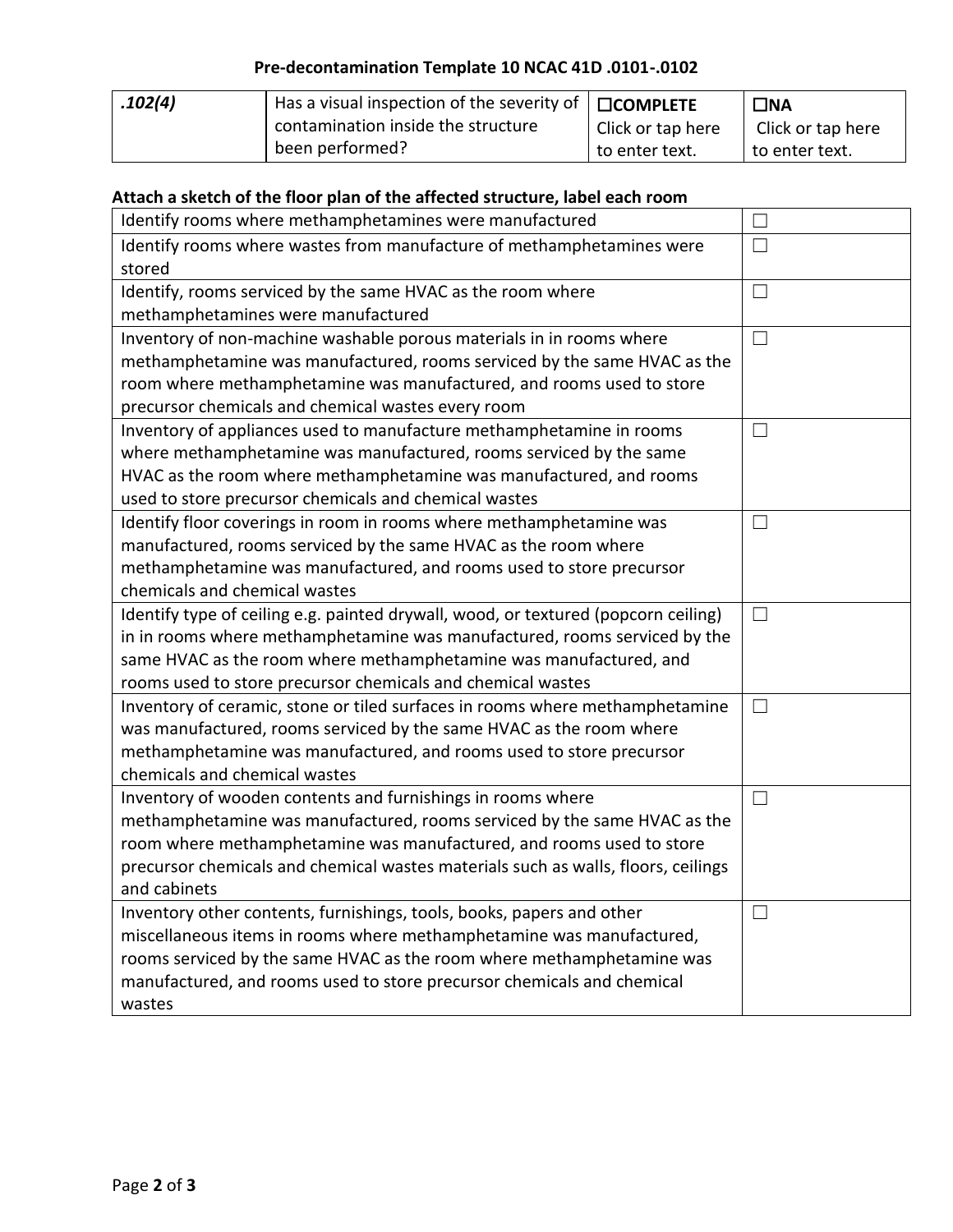## Pre-decontamination Template 10 NCAC 41D .0101-.0102

| *.102(4)* | Has a visual inspection of the severity of contamination inside the structure been performed? | ☐**COMPLETE** Click or tap here to enter text. | ☐**NA** Click or tap here to enter text. |
|---|---|---|---|

**Attach a sketch of the floor plan of the affected structure, label each room**

| | |
|---|---|
| Identify rooms where methamphetamines were manufactured | ☐ |
| Identify rooms where wastes from manufacture of methamphetamines were stored | ☐ |
| Identify, rooms serviced by the same HVAC as the room where methamphetamines were manufactured | ☐ |
| Inventory of non-machine washable porous materials in in rooms where methamphetamine was manufactured, rooms serviced by the same HVAC as the room where methamphetamine was manufactured, and rooms used to store precursor chemicals and chemical wastes every room | ☐ |
| Inventory of appliances used to manufacture methamphetamine in rooms where methamphetamine was manufactured, rooms serviced by the same HVAC as the room where methamphetamine was manufactured, and rooms used to store precursor chemicals and chemical wastes | ☐ |
| Identify floor coverings in room in rooms where methamphetamine was manufactured, rooms serviced by the same HVAC as the room where methamphetamine was manufactured, and rooms used to store precursor chemicals and chemical wastes | ☐ |
| Identify type of ceiling e.g. painted drywall, wood, or textured (popcorn ceiling) in in rooms where methamphetamine was manufactured, rooms serviced by the same HVAC as the room where methamphetamine was manufactured, and rooms used to store precursor chemicals and chemical wastes | ☐ |
| Inventory of ceramic, stone or tiled surfaces in rooms where methamphetamine was manufactured, rooms serviced by the same HVAC as the room where methamphetamine was manufactured, and rooms used to store precursor chemicals and chemical wastes | ☐ |
| Inventory of wooden contents and furnishings in rooms where methamphetamine was manufactured, rooms serviced by the same HVAC as the room where methamphetamine was manufactured, and rooms used to store precursor chemicals and chemical wastes materials such as walls, floors, ceilings and cabinets | ☐ |
| Inventory other contents, furnishings, tools, books, papers and other miscellaneous items in rooms where methamphetamine was manufactured, rooms serviced by the same HVAC as the room where methamphetamine was manufactured, and rooms used to store precursor chemicals and chemical wastes | ☐ |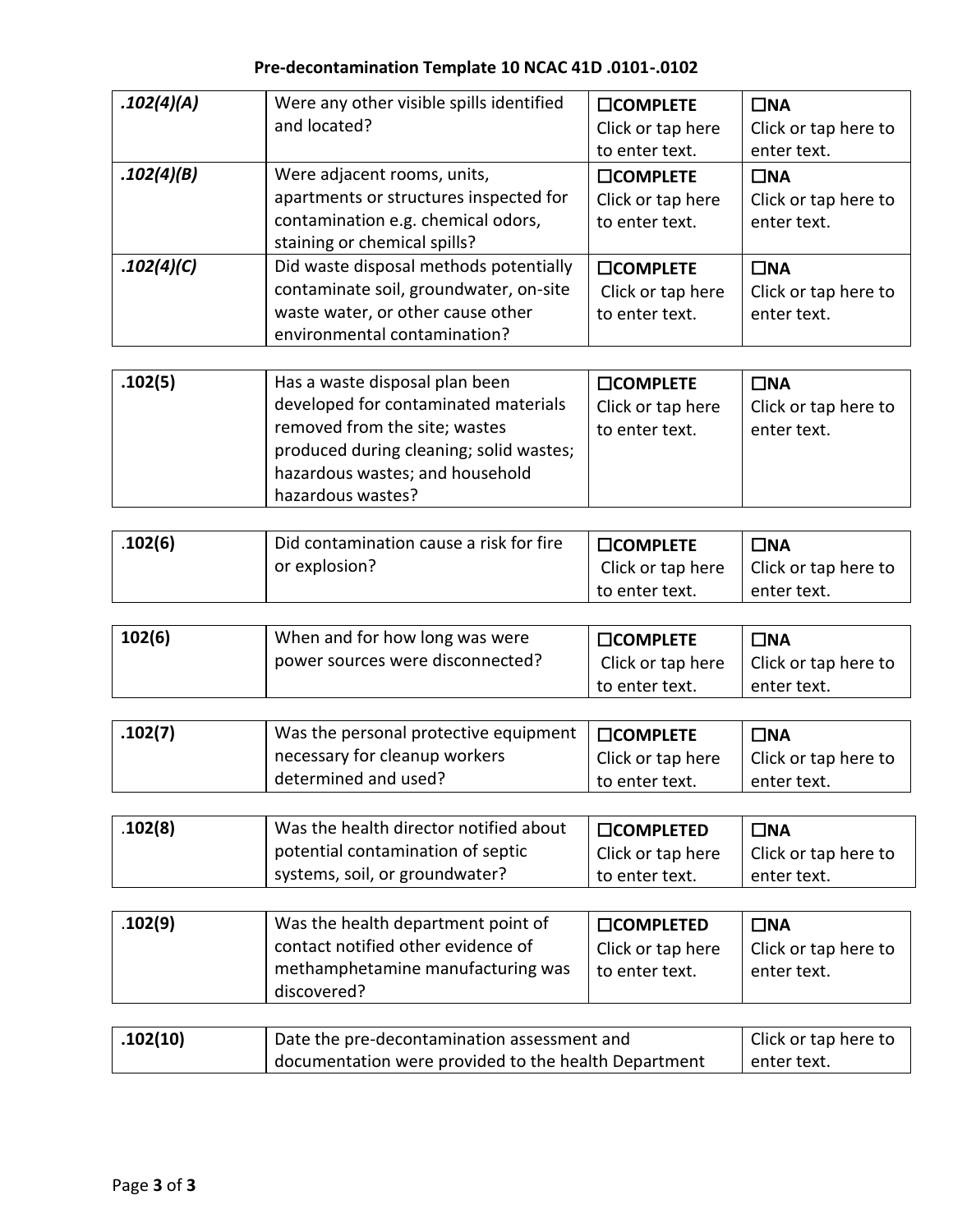# Pre-decontamination Template 10 NCAC 41D .0101-.0102

| | | | |
|---|---|---|---|
| ***.102(4)(A)*** | Were any other visible spills identified and located? | ☐**COMPLETE** Click or tap here to enter text. | ☐**NA** Click or tap here to enter text. |
| ***.102(4)(B)*** | Were adjacent rooms, units, apartments or structures inspected for contamination e.g. chemical odors, staining or chemical spills? | ☐**COMPLETE** Click or tap here to enter text. | ☐**NA** Click or tap here to enter text. |
| ***.102(4)(C)*** | Did waste disposal methods potentially contaminate soil, groundwater, on-site waste water, or other cause other environmental contamination? | ☐**COMPLETE** Click or tap here to enter text. | ☐**NA** Click or tap here to enter text. |

| | | | |
|---|---|---|---|
| **.102(5)** | Has a waste disposal plan been developed for contaminated materials removed from the site; wastes produced during cleaning; solid wastes; hazardous wastes; and household hazardous wastes? | ☐**COMPLETE** Click or tap here to enter text. | ☐**NA** Click or tap here to enter text. |

| | | | |
|---|---|---|---|
| .**102(6)** | Did contamination cause a risk for fire or explosion? | ☐**COMPLETE** Click or tap here to enter text. | ☐**NA** Click or tap here to enter text. |

| | | | |
|---|---|---|---|
| **102(6)** | When and for how long was were power sources were disconnected? | ☐**COMPLETE** Click or tap here to enter text. | ☐**NA** Click or tap here to enter text. |

| | | | |
|---|---|---|---|
| **.102(7)** | Was the personal protective equipment necessary for cleanup workers determined and used? | ☐**COMPLETE** Click or tap here to enter text. | ☐**NA** Click or tap here to enter text. |

| | | | |
|---|---|---|---|
| .**102(8)** | Was the health director notified about potential contamination of septic systems, soil, or groundwater? | ☐**COMPLETED** Click or tap here to enter text. | ☐**NA** Click or tap here to enter text. |

| | | | |
|---|---|---|---|
| .**102(9)** | Was the health department point of contact notified other evidence of methamphetamine manufacturing was discovered? | ☐**COMPLETED** Click or tap here to enter text. | ☐**NA** Click or tap here to enter text. |

| | | |
|---|---|---|
| **.102(10)** | Date the pre-decontamination assessment and documentation were provided to the health Department | Click or tap here to enter text. |